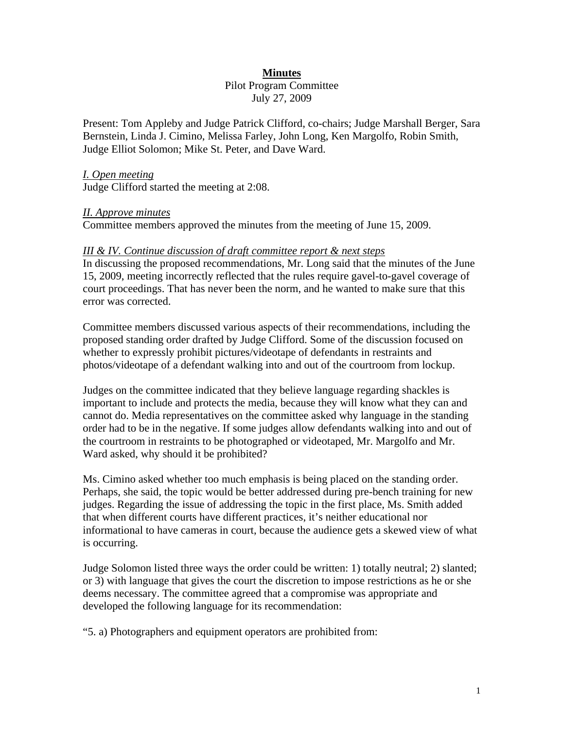# **Minutes**

Pilot Program Committee
July 27, 2009

Present: Tom Appleby and Judge Patrick Clifford, co-chairs; Judge Marshall Berger, Sara Bernstein, Linda J. Cimino, Melissa Farley, John Long, Ken Margolfo, Robin Smith, Judge Elliot Solomon; Mike St. Peter, and Dave Ward.

*I. Open meeting*

Judge Clifford started the meeting at 2:08.

*II. Approve minutes*

Committee members approved the minutes from the meeting of June 15, 2009.

*III & IV. Continue discussion of draft committee report & next steps*

In discussing the proposed recommendations, Mr. Long said that the minutes of the June 15, 2009, meeting incorrectly reflected that the rules require gavel-to-gavel coverage of court proceedings. That has never been the norm, and he wanted to make sure that this error was corrected.

Committee members discussed various aspects of their recommendations, including the proposed standing order drafted by Judge Clifford. Some of the discussion focused on whether to expressly prohibit pictures/videotape of defendants in restraints and photos/videotape of a defendant walking into and out of the courtroom from lockup.

Judges on the committee indicated that they believe language regarding shackles is important to include and protects the media, because they will know what they can and cannot do. Media representatives on the committee asked why language in the standing order had to be in the negative. If some judges allow defendants walking into and out of the courtroom in restraints to be photographed or videotaped, Mr. Margolfo and Mr. Ward asked, why should it be prohibited?

Ms. Cimino asked whether too much emphasis is being placed on the standing order. Perhaps, she said, the topic would be better addressed during pre-bench training for new judges. Regarding the issue of addressing the topic in the first place, Ms. Smith added that when different courts have different practices, it's neither educational nor informational to have cameras in court, because the audience gets a skewed view of what is occurring.

Judge Solomon listed three ways the order could be written: 1) totally neutral; 2) slanted; or 3) with language that gives the court the discretion to impose restrictions as he or she deems necessary. The committee agreed that a compromise was appropriate and developed the following language for its recommendation:

"5. a) Photographers and equipment operators are prohibited from: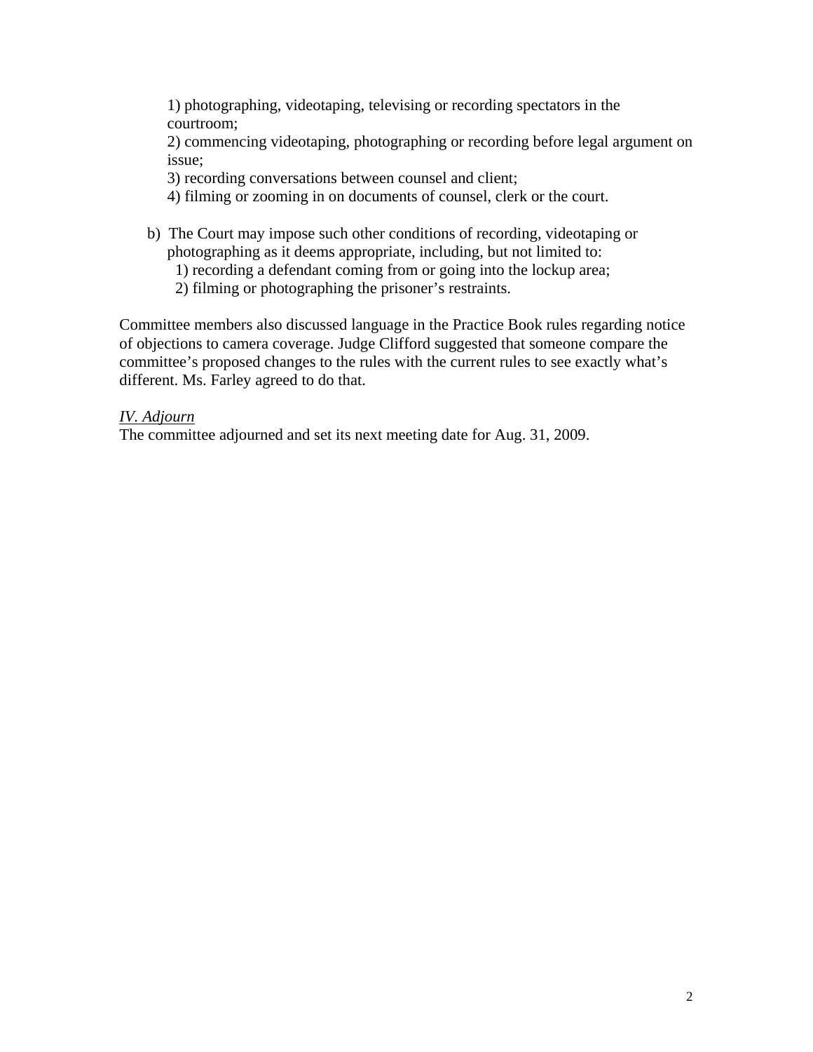1) photographing, videotaping, televising or recording spectators in the courtroom;
2) commencing videotaping, photographing or recording before legal argument on issue;
3) recording conversations between counsel and client;
4) filming or zooming in on documents of counsel, clerk or the court.

b) The Court may impose such other conditions of recording, videotaping or photographing as it deems appropriate, including, but not limited to:
   1) recording a defendant coming from or going into the lockup area;
   2) filming or photographing the prisoner's restraints.

Committee members also discussed language in the Practice Book rules regarding notice of objections to camera coverage. Judge Clifford suggested that someone compare the committee's proposed changes to the rules with the current rules to see exactly what's different. Ms. Farley agreed to do that.

*IV. Adjourn*

The committee adjourned and set its next meeting date for Aug. 31, 2009.